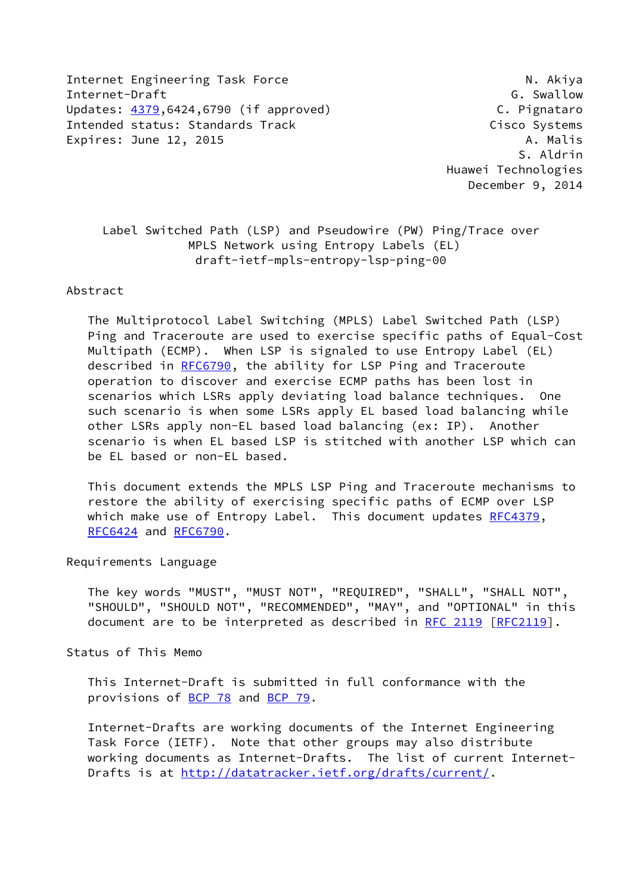Internet Engineering Task Force — N. Akiya
Internet-Draft — G. Swallow
Updates: 4379,6424,6790 (if approved) — C. Pignataro
Intended status: Standards Track — Cisco Systems
Expires: June 12, 2015 — A. Malis

S. Aldrin
Huawei Technologies
December 9, 2014

# Label Switched Path (LSP) and Pseudowire (PW) Ping/Trace over MPLS Network using Entropy Labels (EL)

draft-ietf-mpls-entropy-lsp-ping-00

## Abstract

The Multiprotocol Label Switching (MPLS) Label Switched Path (LSP) Ping and Traceroute are used to exercise specific paths of Equal-Cost Multipath (ECMP). When LSP is signaled to use Entropy Label (EL) described in RFC6790, the ability for LSP Ping and Traceroute operation to discover and exercise ECMP paths has been lost in scenarios which LSRs apply deviating load balance techniques. One such scenario is when some LSRs apply EL based load balancing while other LSRs apply non-EL based load balancing (ex: IP). Another scenario is when EL based LSP is stitched with another LSP which can be EL based or non-EL based.

This document extends the MPLS LSP Ping and Traceroute mechanisms to restore the ability of exercising specific paths of ECMP over LSP which make use of Entropy Label. This document updates RFC4379, RFC6424 and RFC6790.

## Requirements Language

The key words "MUST", "MUST NOT", "REQUIRED", "SHALL", "SHALL NOT", "SHOULD", "SHOULD NOT", "RECOMMENDED", "MAY", and "OPTIONAL" in this document are to be interpreted as described in RFC 2119 [RFC2119].

## Status of This Memo

This Internet-Draft is submitted in full conformance with the provisions of BCP 78 and BCP 79.

Internet-Drafts are working documents of the Internet Engineering Task Force (IETF). Note that other groups may also distribute working documents as Internet-Drafts. The list of current Internet-Drafts is at http://datatracker.ietf.org/drafts/current/.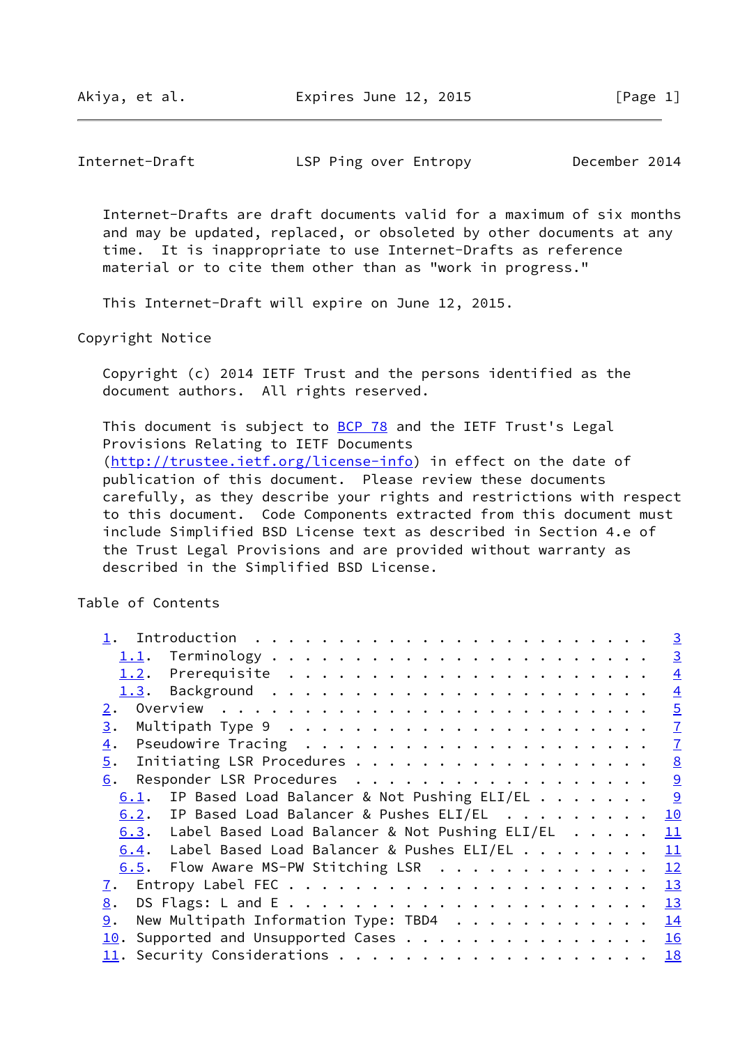Internet-Drafts are draft documents valid for a maximum of six months and may be updated, replaced, or obsoleted by other documents at any time. It is inappropriate to use Internet-Drafts as reference material or to cite them other than as "work in progress."

This Internet-Draft will expire on June 12, 2015.

Copyright Notice

Copyright (c) 2014 IETF Trust and the persons identified as the document authors. All rights reserved.

This document is subject to BCP 78 and the IETF Trust's Legal Provisions Relating to IETF Documents (http://trustee.ietf.org/license-info) in effect on the date of publication of this document. Please review these documents carefully, as they describe your rights and restrictions with respect to this document. Code Components extracted from this document must include Simplified BSD License text as described in Section 4.e of the Trust Legal Provisions and are provided without warranty as described in the Simplified BSD License.

Table of Contents

```
   1.  Introduction . . . . . . . . . . . . . . . . . . . . . . . .   3
     1.1.  Terminology  . . . . . . . . . . . . . . . . . . . . . .   3
     1.2.  Prerequisite . . . . . . . . . . . . . . . . . . . . . .   4
     1.3.  Background . . . . . . . . . . . . . . . . . . . . . . .   4
   2.  Overview . . . . . . . . . . . . . . . . . . . . . . . . . .   5
   3.  Multipath Type 9 . . . . . . . . . . . . . . . . . . . . . .   7
   4.  Pseudowire Tracing . . . . . . . . . . . . . . . . . . . . .   7
   5.  Initiating LSR Procedures  . . . . . . . . . . . . . . . . .   8
   6.  Responder LSR Procedures . . . . . . . . . . . . . . . . . .   9
     6.1.  IP Based Load Balancer & Not Pushing ELI/EL  . . . . . .   9
     6.2.  IP Based Load Balancer & Pushes ELI/EL . . . . . . . . .  10
     6.3.  Label Based Load Balancer & Not Pushing ELI/EL . . . . .  11
     6.4.  Label Based Load Balancer & Pushes ELI/EL  . . . . . . .  11
     6.5.  Flow Aware MS-PW Stitching LSR . . . . . . . . . . . . .  12
   7.  Entropy Label FEC  . . . . . . . . . . . . . . . . . . . . .  13
   8.  DS Flags: L and E  . . . . . . . . . . . . . . . . . . . . .  13
   9.  New Multipath Information Type: TBD4 . . . . . . . . . . . .  14
   10. Supported and Unsupported Cases  . . . . . . . . . . . . . .  16
   11. Security Considerations  . . . . . . . . . . . . . . . . . .  18
```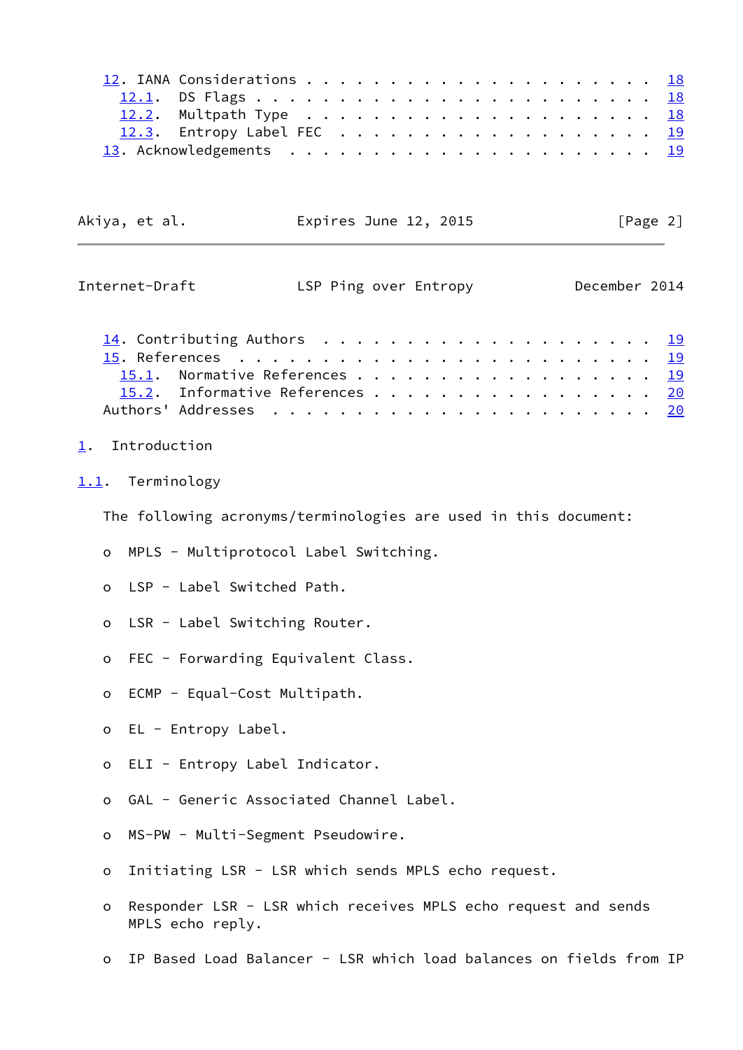12. IANA Considerations . . . . . . . . . . . . . . . . . . . . . 18
   12.1. DS Flags . . . . . . . . . . . . . . . . . . . . . . . . 18
   12.2. Multpath Type . . . . . . . . . . . . . . . . . . . . . . 18
   12.3. Entropy Label FEC . . . . . . . . . . . . . . . . . . . . 19
13. Acknowledgements . . . . . . . . . . . . . . . . . . . . . . . 19
14. Contributing Authors . . . . . . . . . . . . . . . . . . . . . 19
15. References . . . . . . . . . . . . . . . . . . . . . . . . . . 19
   15.1. Normative References . . . . . . . . . . . . . . . . . . 19
   15.2. Informative References . . . . . . . . . . . . . . . . . 20
Authors' Addresses . . . . . . . . . . . . . . . . . . . . . . . . 20

# 1. Introduction

## 1.1. Terminology

The following acronyms/terminologies are used in this document:

- MPLS - Multiprotocol Label Switching.
- LSP - Label Switched Path.
- LSR - Label Switching Router.
- FEC - Forwarding Equivalent Class.
- ECMP - Equal-Cost Multipath.
- EL - Entropy Label.
- ELI - Entropy Label Indicator.
- GAL - Generic Associated Channel Label.
- MS-PW - Multi-Segment Pseudowire.
- Initiating LSR - LSR which sends MPLS echo request.
- Responder LSR - LSR which receives MPLS echo request and sends MPLS echo reply.
- IP Based Load Balancer - LSR which load balances on fields from IP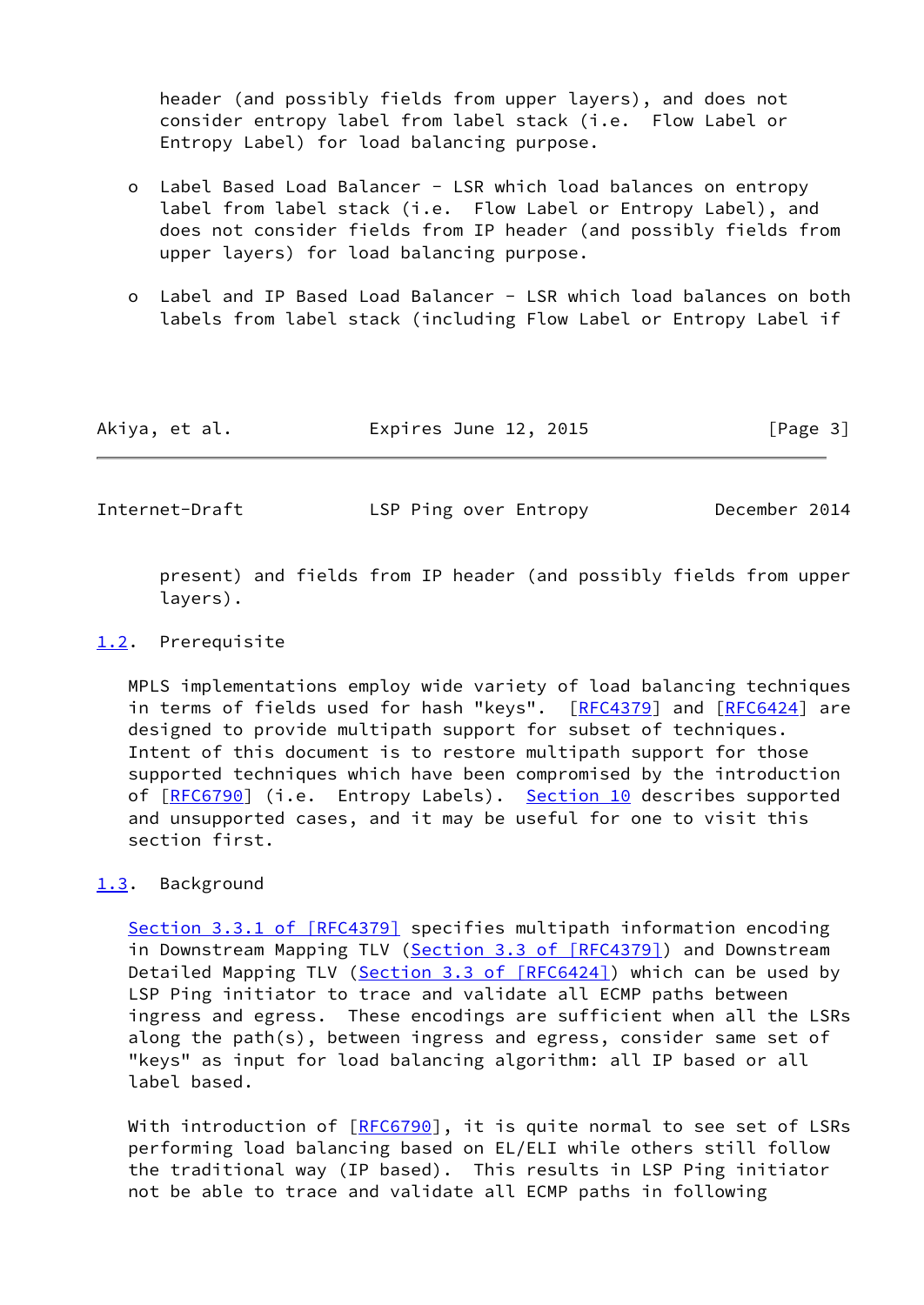header (and possibly fields from upper layers), and does not consider entropy label from label stack (i.e. Flow Label or Entropy Label) for load balancing purpose.

- Label Based Load Balancer - LSR which load balances on entropy label from label stack (i.e. Flow Label or Entropy Label), and does not consider fields from IP header (and possibly fields from upper layers) for load balancing purpose.

- Label and IP Based Load Balancer - LSR which load balances on both labels from label stack (including Flow Label or Entropy Label if present) and fields from IP header (and possibly fields from upper layers).

## 1.2. Prerequisite

MPLS implementations employ wide variety of load balancing techniques in terms of fields used for hash "keys". [RFC4379] and [RFC6424] are designed to provide multipath support for subset of techniques. Intent of this document is to restore multipath support for those supported techniques which have been compromised by the introduction of [RFC6790] (i.e. Entropy Labels). Section 10 describes supported and unsupported cases, and it may be useful for one to visit this section first.

## 1.3. Background

Section 3.3.1 of [RFC4379] specifies multipath information encoding in Downstream Mapping TLV (Section 3.3 of [RFC4379]) and Downstream Detailed Mapping TLV (Section 3.3 of [RFC6424]) which can be used by LSP Ping initiator to trace and validate all ECMP paths between ingress and egress. These encodings are sufficient when all the LSRs along the path(s), between ingress and egress, consider same set of "keys" as input for load balancing algorithm: all IP based or all label based.

With introduction of [RFC6790], it is quite normal to see set of LSRs performing load balancing based on EL/ELI while others still follow the traditional way (IP based). This results in LSP Ping initiator not be able to trace and validate all ECMP paths in following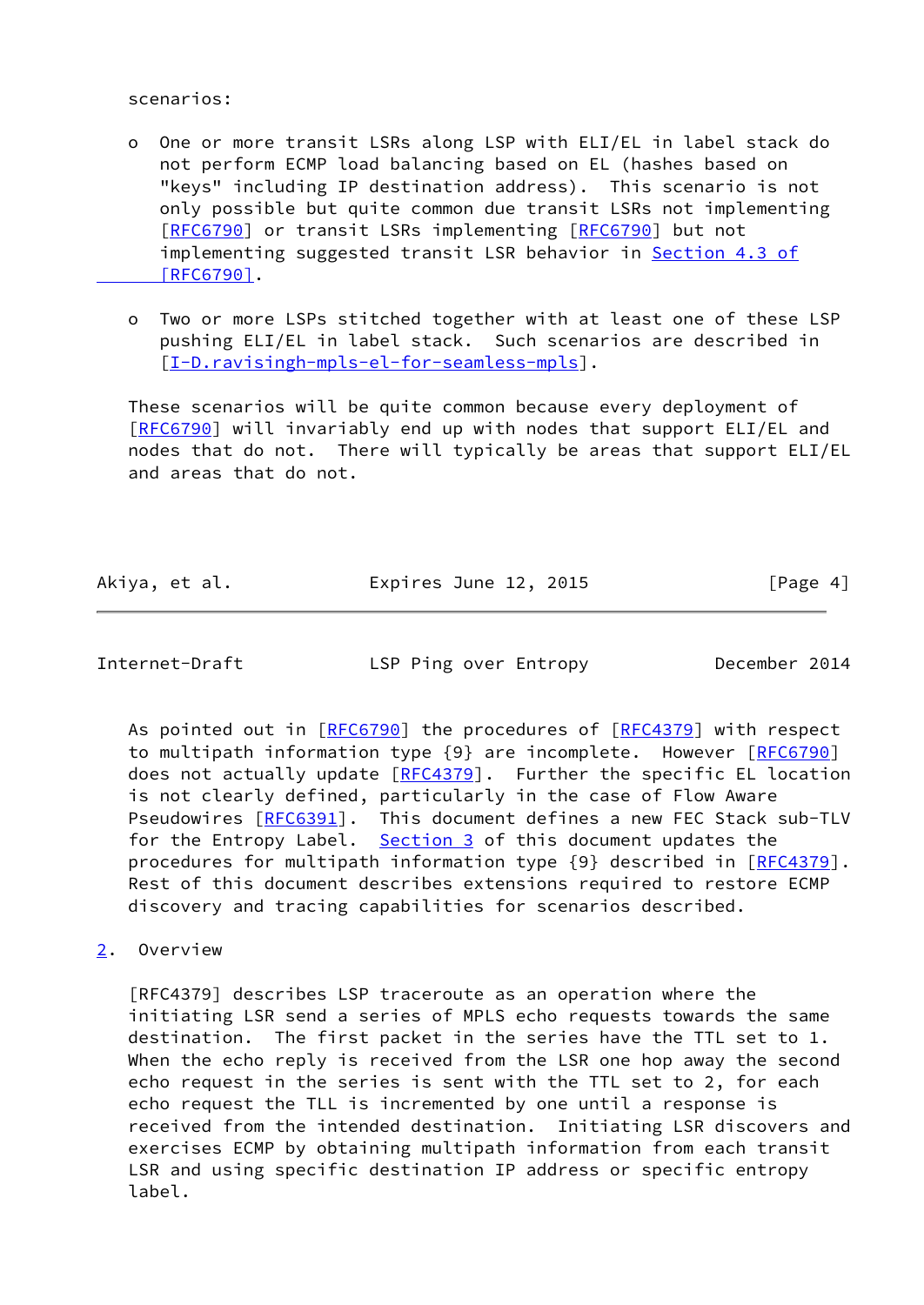scenarios:

- One or more transit LSRs along LSP with ELI/EL in label stack do not perform ECMP load balancing based on EL (hashes based on "keys" including IP destination address). This scenario is not only possible but quite common due transit LSRs not implementing [RFC6790] or transit LSRs implementing [RFC6790] but not implementing suggested transit LSR behavior in Section 4.3 of [RFC6790].

- Two or more LSPs stitched together with at least one of these LSP pushing ELI/EL in label stack. Such scenarios are described in [I-D.ravisingh-mpls-el-for-seamless-mpls].

These scenarios will be quite common because every deployment of [RFC6790] will invariably end up with nodes that support ELI/EL and nodes that do not. There will typically be areas that support ELI/EL and areas that do not.

As pointed out in [RFC6790] the procedures of [RFC4379] with respect to multipath information type {9} are incomplete. However [RFC6790] does not actually update [RFC4379]. Further the specific EL location is not clearly defined, particularly in the case of Flow Aware Pseudowires [RFC6391]. This document defines a new FEC Stack sub-TLV for the Entropy Label. Section 3 of this document updates the procedures for multipath information type {9} described in [RFC4379]. Rest of this document describes extensions required to restore ECMP discovery and tracing capabilities for scenarios described.

## 2. Overview

[RFC4379] describes LSP traceroute as an operation where the initiating LSR send a series of MPLS echo requests towards the same destination. The first packet in the series have the TTL set to 1. When the echo reply is received from the LSR one hop away the second echo request in the series is sent with the TTL set to 2, for each echo request the TLL is incremented by one until a response is received from the intended destination. Initiating LSR discovers and exercises ECMP by obtaining multipath information from each transit LSR and using specific destination IP address or specific entropy label.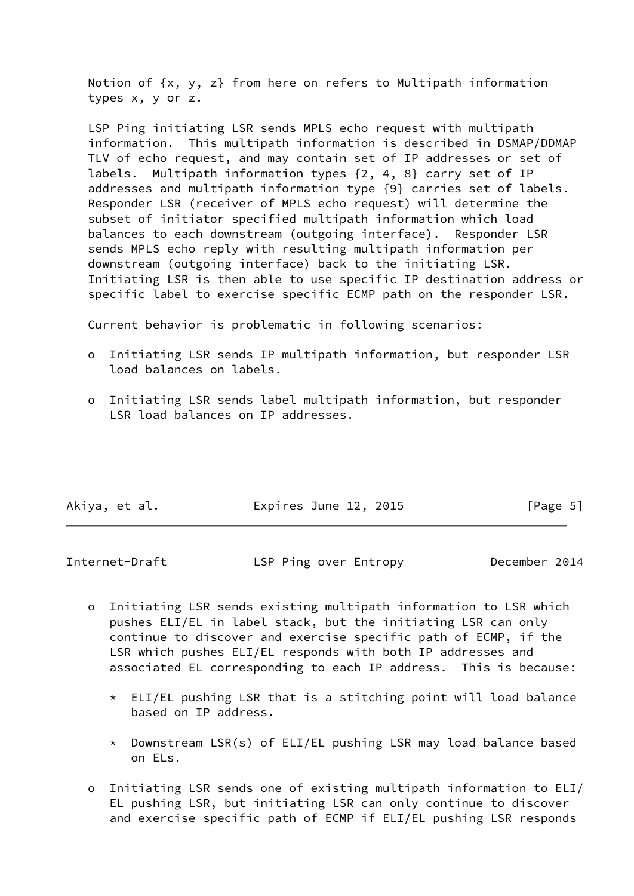Notion of {x, y, z} from here on refers to Multipath information types x, y or z.

LSP Ping initiating LSR sends MPLS echo request with multipath information. This multipath information is described in DSMAP/DDMAP TLV of echo request, and may contain set of IP addresses or set of labels. Multipath information types {2, 4, 8} carry set of IP addresses and multipath information type {9} carries set of labels. Responder LSR (receiver of MPLS echo request) will determine the subset of initiator specified multipath information which load balances to each downstream (outgoing interface). Responder LSR sends MPLS echo reply with resulting multipath information per downstream (outgoing interface) back to the initiating LSR. Initiating LSR is then able to use specific IP destination address or specific label to exercise specific ECMP path on the responder LSR.

Current behavior is problematic in following scenarios:

- Initiating LSR sends IP multipath information, but responder LSR load balances on labels.
- Initiating LSR sends label multipath information, but responder LSR load balances on IP addresses.
- Initiating LSR sends existing multipath information to LSR which pushes ELI/EL in label stack, but the initiating LSR can only continue to discover and exercise specific path of ECMP, if the LSR which pushes ELI/EL responds with both IP addresses and associated EL corresponding to each IP address. This is because:
  - ELI/EL pushing LSR that is a stitching point will load balance based on IP address.
  - Downstream LSR(s) of ELI/EL pushing LSR may load balance based on ELs.
- Initiating LSR sends one of existing multipath information to ELI/EL pushing LSR, but initiating LSR can only continue to discover and exercise specific path of ECMP if ELI/EL pushing LSR responds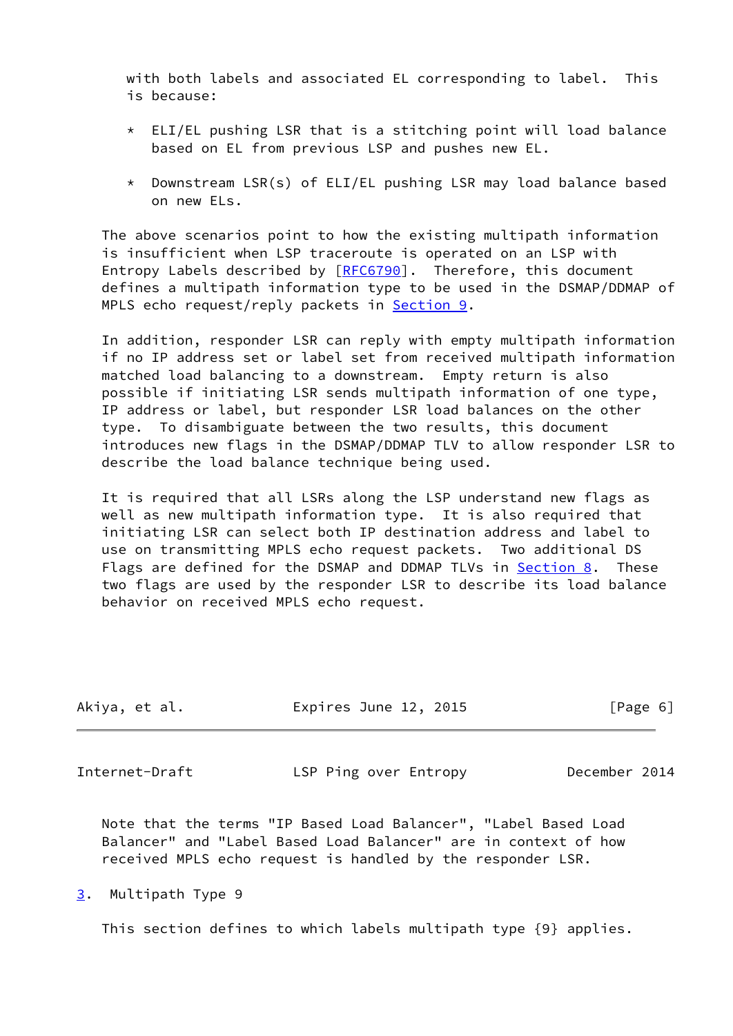with both labels and associated EL corresponding to label. This is because:

* ELI/EL pushing LSR that is a stitching point will load balance based on EL from previous LSP and pushes new EL.

* Downstream LSR(s) of ELI/EL pushing LSR may load balance based on new ELs.

The above scenarios point to how the existing multipath information is insufficient when LSP traceroute is operated on an LSP with Entropy Labels described by [RFC6790]. Therefore, this document defines a multipath information type to be used in the DSMAP/DDMAP of MPLS echo request/reply packets in Section 9.

In addition, responder LSR can reply with empty multipath information if no IP address set or label set from received multipath information matched load balancing to a downstream. Empty return is also possible if initiating LSR sends multipath information of one type, IP address or label, but responder LSR load balances on the other type. To disambiguate between the two results, this document introduces new flags in the DSMAP/DDMAP TLV to allow responder LSR to describe the load balance technique being used.

It is required that all LSRs along the LSP understand new flags as well as new multipath information type. It is also required that initiating LSR can select both IP destination address and label to use on transmitting MPLS echo request packets. Two additional DS Flags are defined for the DSMAP and DDMAP TLVs in Section 8. These two flags are used by the responder LSR to describe its load balance behavior on received MPLS echo request.

Note that the terms "IP Based Load Balancer", "Label Based Load Balancer" and "Label Based Load Balancer" are in context of how received MPLS echo request is handled by the responder LSR.

## 3. Multipath Type 9

This section defines to which labels multipath type {9} applies.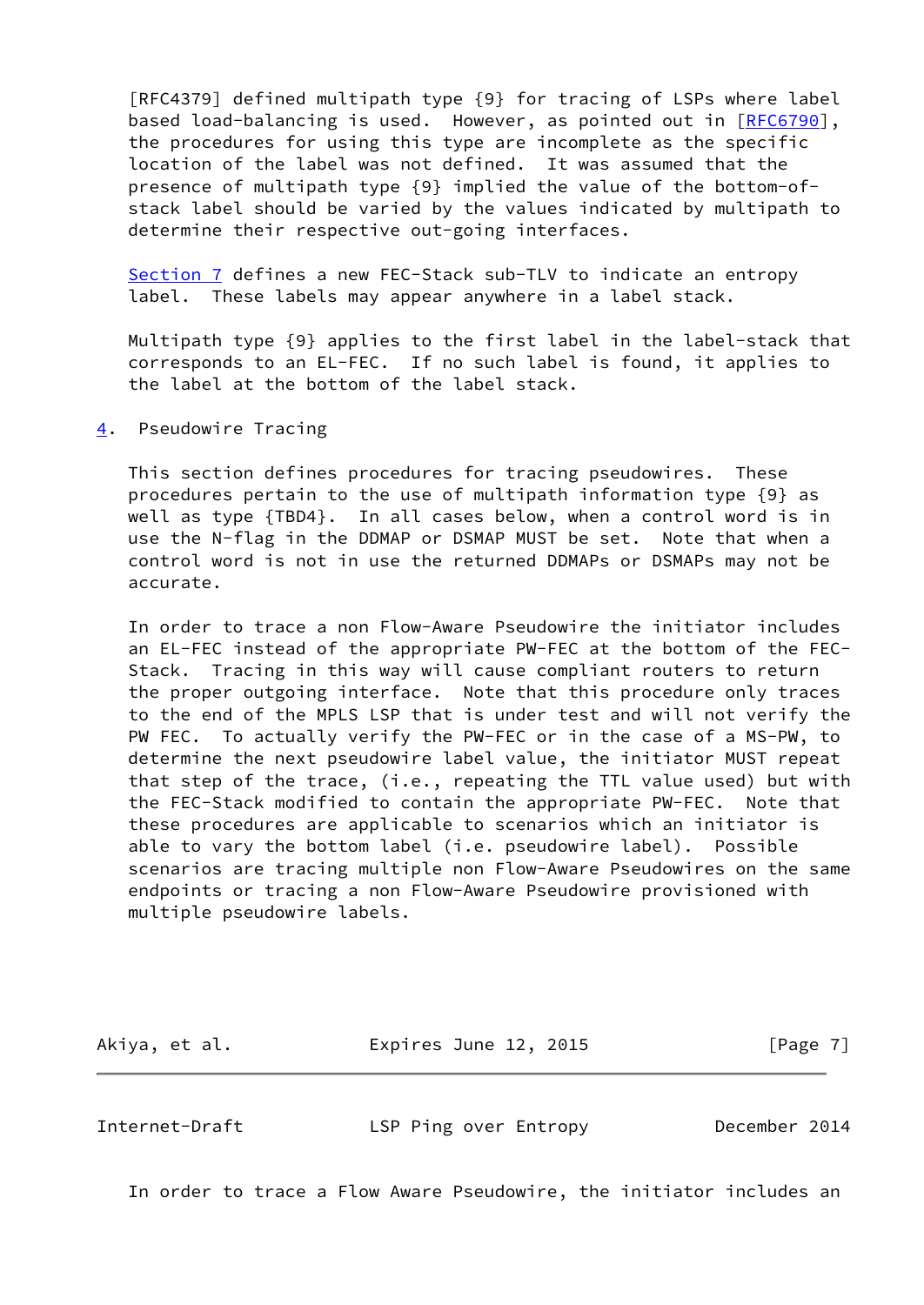[RFC4379] defined multipath type {9} for tracing of LSPs where label based load-balancing is used. However, as pointed out in [RFC6790], the procedures for using this type are incomplete as the specific location of the label was not defined. It was assumed that the presence of multipath type {9} implied the value of the bottom-of-stack label should be varied by the values indicated by multipath to determine their respective out-going interfaces.

Section 7 defines a new FEC-Stack sub-TLV to indicate an entropy label. These labels may appear anywhere in a label stack.

Multipath type {9} applies to the first label in the label-stack that corresponds to an EL-FEC. If no such label is found, it applies to the label at the bottom of the label stack.

## 4. Pseudowire Tracing

This section defines procedures for tracing pseudowires. These procedures pertain to the use of multipath information type {9} as well as type {TBD4}. In all cases below, when a control word is in use the N-flag in the DDMAP or DSMAP MUST be set. Note that when a control word is not in use the returned DDMAPs or DSMAPs may not be accurate.

In order to trace a non Flow-Aware Pseudowire the initiator includes an EL-FEC instead of the appropriate PW-FEC at the bottom of the FEC-Stack. Tracing in this way will cause compliant routers to return the proper outgoing interface. Note that this procedure only traces to the end of the MPLS LSP that is under test and will not verify the PW FEC. To actually verify the PW-FEC or in the case of a MS-PW, to determine the next pseudowire label value, the initiator MUST repeat that step of the trace, (i.e., repeating the TTL value used) but with the FEC-Stack modified to contain the appropriate PW-FEC. Note that these procedures are applicable to scenarios which an initiator is able to vary the bottom label (i.e. pseudowire label). Possible scenarios are tracing multiple non Flow-Aware Pseudowires on the same endpoints or tracing a non Flow-Aware Pseudowire provisioned with multiple pseudowire labels.

In order to trace a Flow Aware Pseudowire, the initiator includes an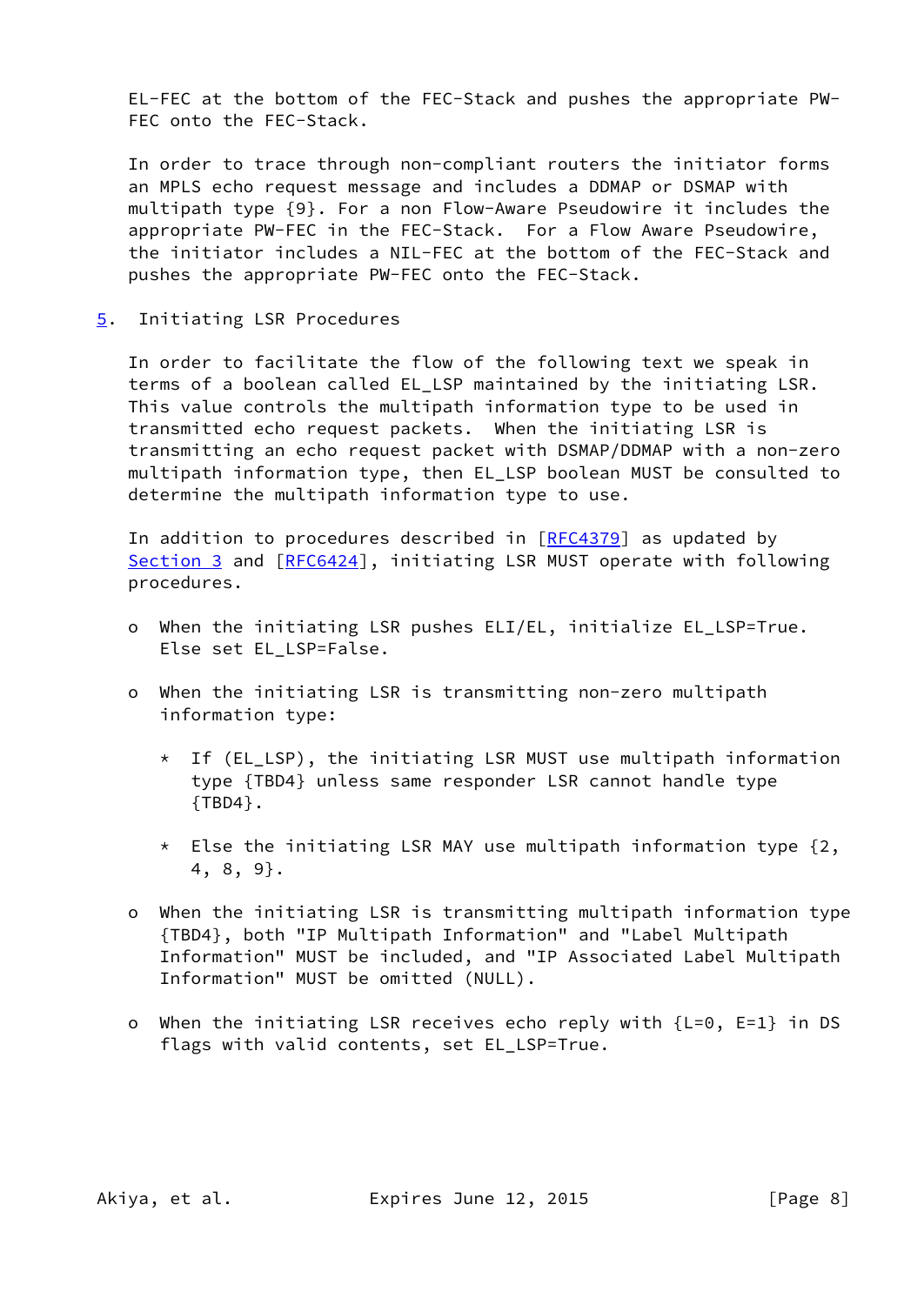EL-FEC at the bottom of the FEC-Stack and pushes the appropriate PW-FEC onto the FEC-Stack.

In order to trace through non-compliant routers the initiator forms an MPLS echo request message and includes a DDMAP or DSMAP with multipath type {9}. For a non Flow-Aware Pseudowire it includes the appropriate PW-FEC in the FEC-Stack. For a Flow Aware Pseudowire, the initiator includes a NIL-FEC at the bottom of the FEC-Stack and pushes the appropriate PW-FEC onto the FEC-Stack.

## 5. Initiating LSR Procedures

In order to facilitate the flow of the following text we speak in terms of a boolean called EL_LSP maintained by the initiating LSR. This value controls the multipath information type to be used in transmitted echo request packets. When the initiating LSR is transmitting an echo request packet with DSMAP/DDMAP with a non-zero multipath information type, then EL_LSP boolean MUST be consulted to determine the multipath information type to use.

In addition to procedures described in [RFC4379] as updated by Section 3 and [RFC6424], initiating LSR MUST operate with following procedures.

- When the initiating LSR pushes ELI/EL, initialize EL_LSP=True. Else set EL_LSP=False.

- When the initiating LSR is transmitting non-zero multipath information type:

  * If (EL_LSP), the initiating LSR MUST use multipath information type {TBD4} unless same responder LSR cannot handle type {TBD4}.

  * Else the initiating LSR MAY use multipath information type {2, 4, 8, 9}.

- When the initiating LSR is transmitting multipath information type {TBD4}, both "IP Multipath Information" and "Label Multipath Information" MUST be included, and "IP Associated Label Multipath Information" MUST be omitted (NULL).

- When the initiating LSR receives echo reply with {L=0, E=1} in DS flags with valid contents, set EL_LSP=True.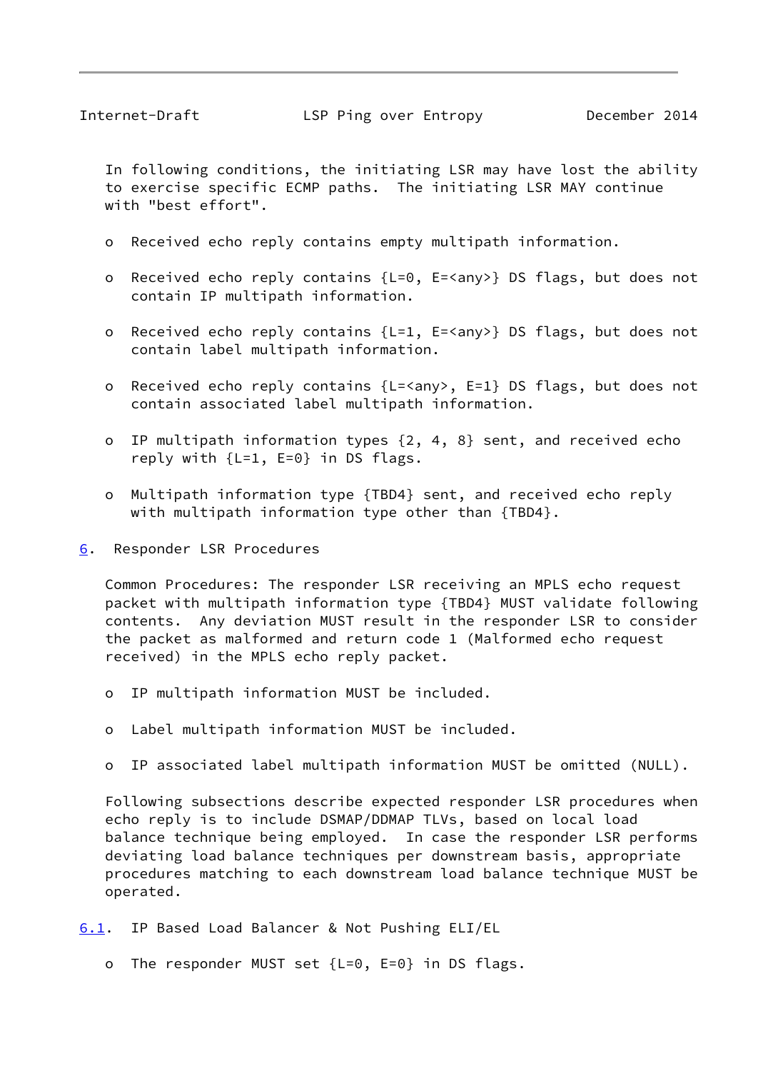In following conditions, the initiating LSR may have lost the ability to exercise specific ECMP paths. The initiating LSR MAY continue with "best effort".

- Received echo reply contains empty multipath information.
- Received echo reply contains {L=0, E=<any>} DS flags, but does not contain IP multipath information.
- Received echo reply contains {L=1, E=<any>} DS flags, but does not contain label multipath information.
- Received echo reply contains {L=<any>, E=1} DS flags, but does not contain associated label multipath information.
- IP multipath information types {2, 4, 8} sent, and received echo reply with {L=1, E=0} in DS flags.
- Multipath information type {TBD4} sent, and received echo reply with multipath information type other than {TBD4}.

## 6. Responder LSR Procedures

Common Procedures: The responder LSR receiving an MPLS echo request packet with multipath information type {TBD4} MUST validate following contents. Any deviation MUST result in the responder LSR to consider the packet as malformed and return code 1 (Malformed echo request received) in the MPLS echo reply packet.

- IP multipath information MUST be included.
- Label multipath information MUST be included.
- IP associated label multipath information MUST be omitted (NULL).

Following subsections describe expected responder LSR procedures when echo reply is to include DSMAP/DDMAP TLVs, based on local load balance technique being employed. In case the responder LSR performs deviating load balance techniques per downstream basis, appropriate procedures matching to each downstream load balance technique MUST be operated.

### 6.1. IP Based Load Balancer & Not Pushing ELI/EL

- The responder MUST set {L=0, E=0} in DS flags.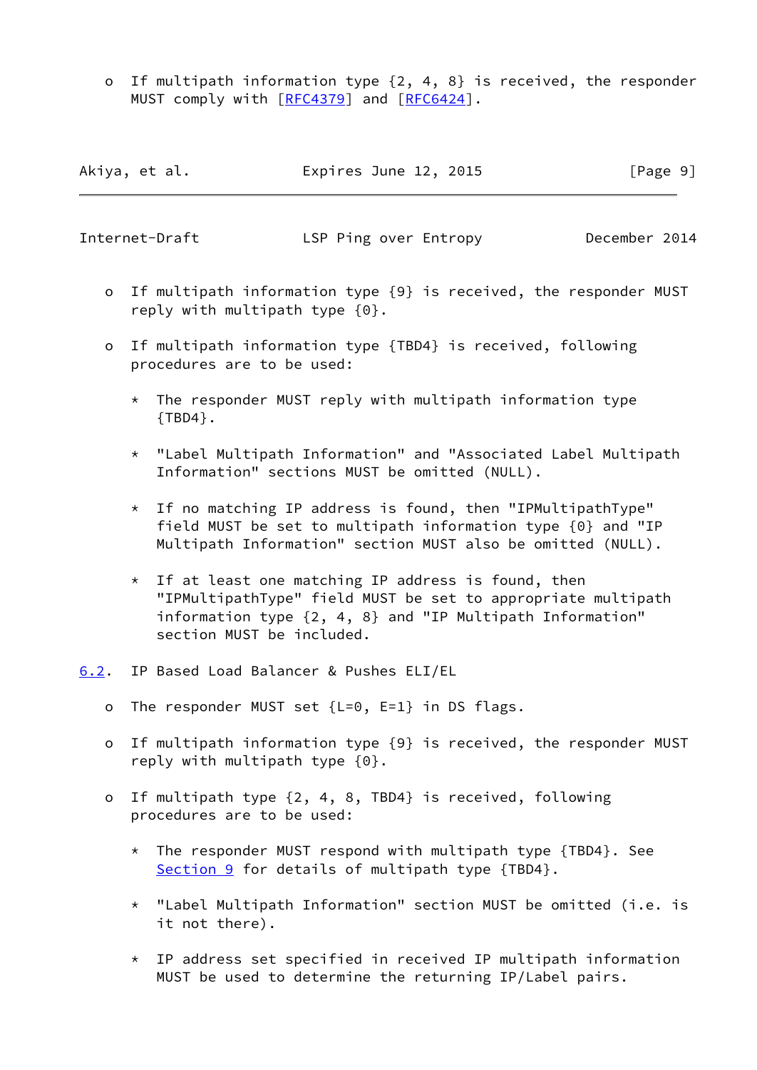- If multipath information type {2, 4, 8} is received, the responder MUST comply with [RFC4379] and [RFC6424].

- If multipath information type {9} is received, the responder MUST reply with multipath type {0}.

- If multipath information type {TBD4} is received, following procedures are to be used:

  * The responder MUST reply with multipath information type {TBD4}.

  * "Label Multipath Information" and "Associated Label Multipath Information" sections MUST be omitted (NULL).

  * If no matching IP address is found, then "IPMultipathType" field MUST be set to multipath information type {0} and "IP Multipath Information" section MUST also be omitted (NULL).

  * If at least one matching IP address is found, then "IPMultipathType" field MUST be set to appropriate multipath information type {2, 4, 8} and "IP Multipath Information" section MUST be included.

## 6.2. IP Based Load Balancer & Pushes ELI/EL

- The responder MUST set {L=0, E=1} in DS flags.

- If multipath information type {9} is received, the responder MUST reply with multipath type {0}.

- If multipath type {2, 4, 8, TBD4} is received, following procedures are to be used:

  * The responder MUST respond with multipath type {TBD4}. See Section 9 for details of multipath type {TBD4}.

  * "Label Multipath Information" section MUST be omitted (i.e. is it not there).

  * IP address set specified in received IP multipath information MUST be used to determine the returning IP/Label pairs.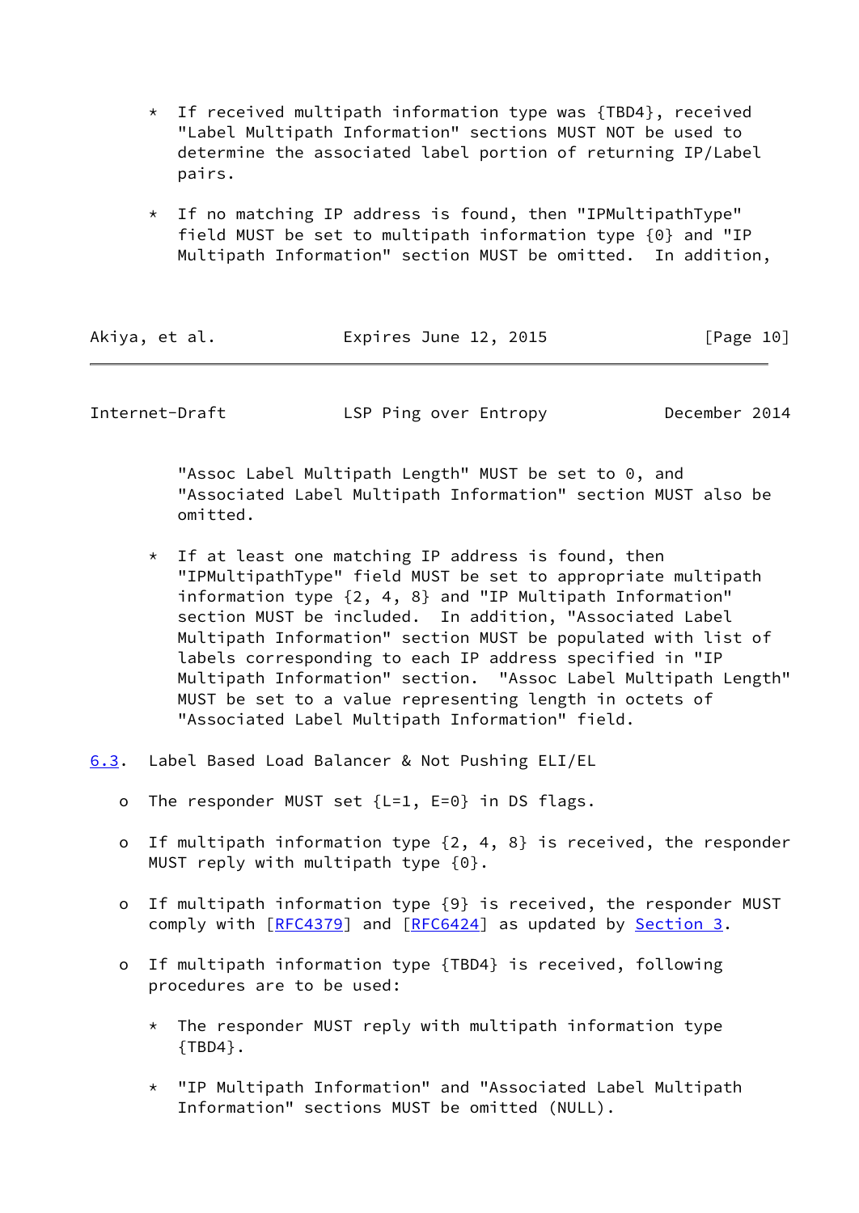* If received multipath information type was {TBD4}, received "Label Multipath Information" sections MUST NOT be used to determine the associated label portion of returning IP/Label pairs.

* If no matching IP address is found, then "IPMultipathType" field MUST be set to multipath information type {0} and "IP Multipath Information" section MUST be omitted. In addition, "Assoc Label Multipath Length" MUST be set to 0, and "Associated Label Multipath Information" section MUST also be omitted.

* If at least one matching IP address is found, then "IPMultipathType" field MUST be set to appropriate multipath information type {2, 4, 8} and "IP Multipath Information" section MUST be included. In addition, "Associated Label Multipath Information" section MUST be populated with list of labels corresponding to each IP address specified in "IP Multipath Information" section. "Assoc Label Multipath Length" MUST be set to a value representing length in octets of "Associated Label Multipath Information" field.

### 6.3. Label Based Load Balancer & Not Pushing ELI/EL

- The responder MUST set {L=1, E=0} in DS flags.

- If multipath information type {2, 4, 8} is received, the responder MUST reply with multipath type {0}.

- If multipath information type {9} is received, the responder MUST comply with [RFC4379] and [RFC6424] as updated by Section 3.

- If multipath information type {TBD4} is received, following procedures are to be used:

  * The responder MUST reply with multipath information type {TBD4}.

  * "IP Multipath Information" and "Associated Label Multipath Information" sections MUST be omitted (NULL).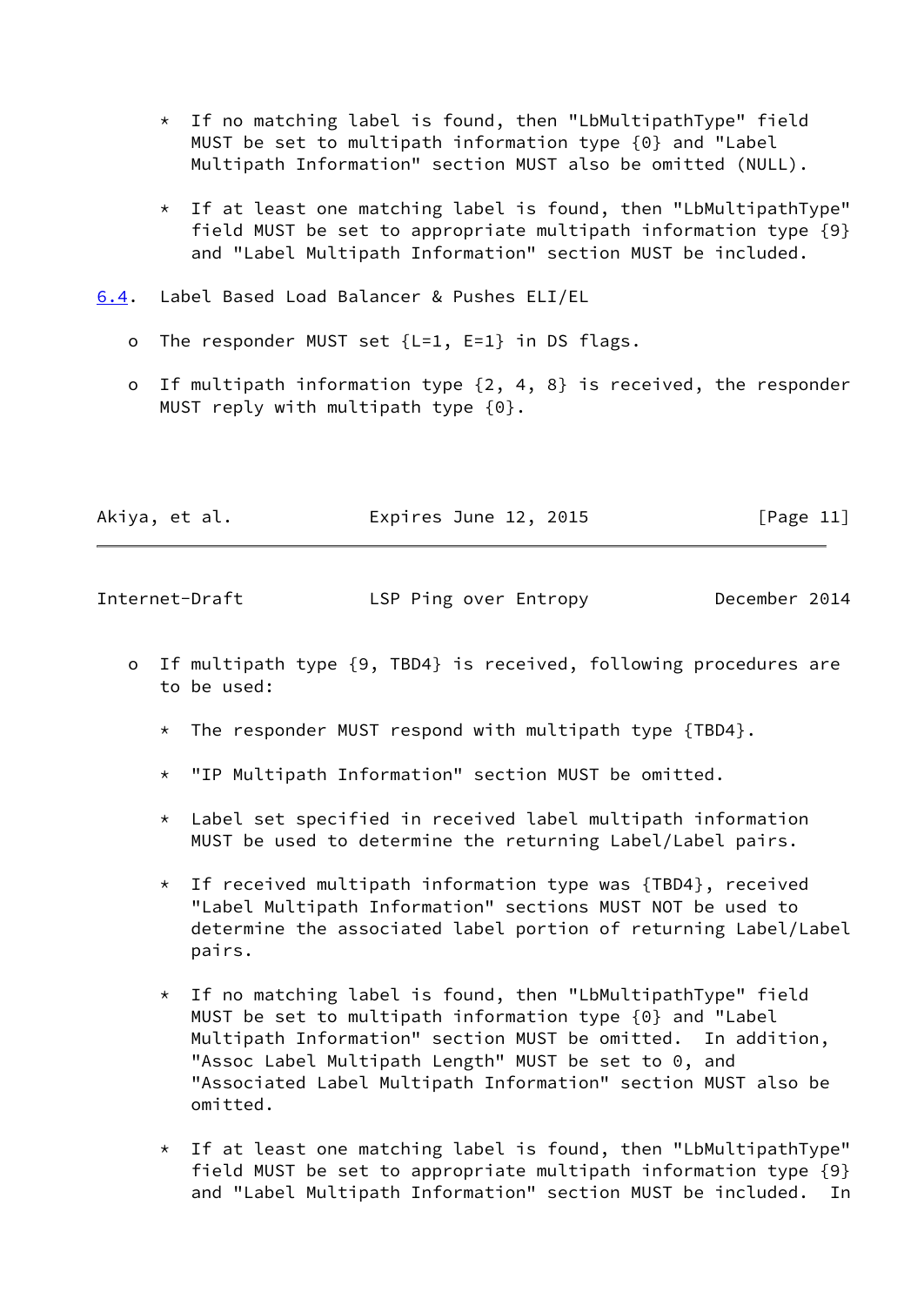* If no matching label is found, then "LbMultipathType" field MUST be set to multipath information type {0} and "Label Multipath Information" section MUST also be omitted (NULL).

* If at least one matching label is found, then "LbMultipathType" field MUST be set to appropriate multipath information type {9} and "Label Multipath Information" section MUST be included.

### 6.4. Label Based Load Balancer & Pushes ELI/EL

- The responder MUST set {L=1, E=1} in DS flags.

- If multipath information type {2, 4, 8} is received, the responder MUST reply with multipath type {0}.

- If multipath type {9, TBD4} is received, following procedures are to be used:

  * The responder MUST respond with multipath type {TBD4}.

  * "IP Multipath Information" section MUST be omitted.

  * Label set specified in received label multipath information MUST be used to determine the returning Label/Label pairs.

  * If received multipath information type was {TBD4}, received "Label Multipath Information" sections MUST NOT be used to determine the associated label portion of returning Label/Label pairs.

  * If no matching label is found, then "LbMultipathType" field MUST be set to multipath information type {0} and "Label Multipath Information" section MUST be omitted. In addition, "Assoc Label Multipath Length" MUST be set to 0, and "Associated Label Multipath Information" section MUST also be omitted.

  * If at least one matching label is found, then "LbMultipathType" field MUST be set to appropriate multipath information type {9} and "Label Multipath Information" section MUST be included. In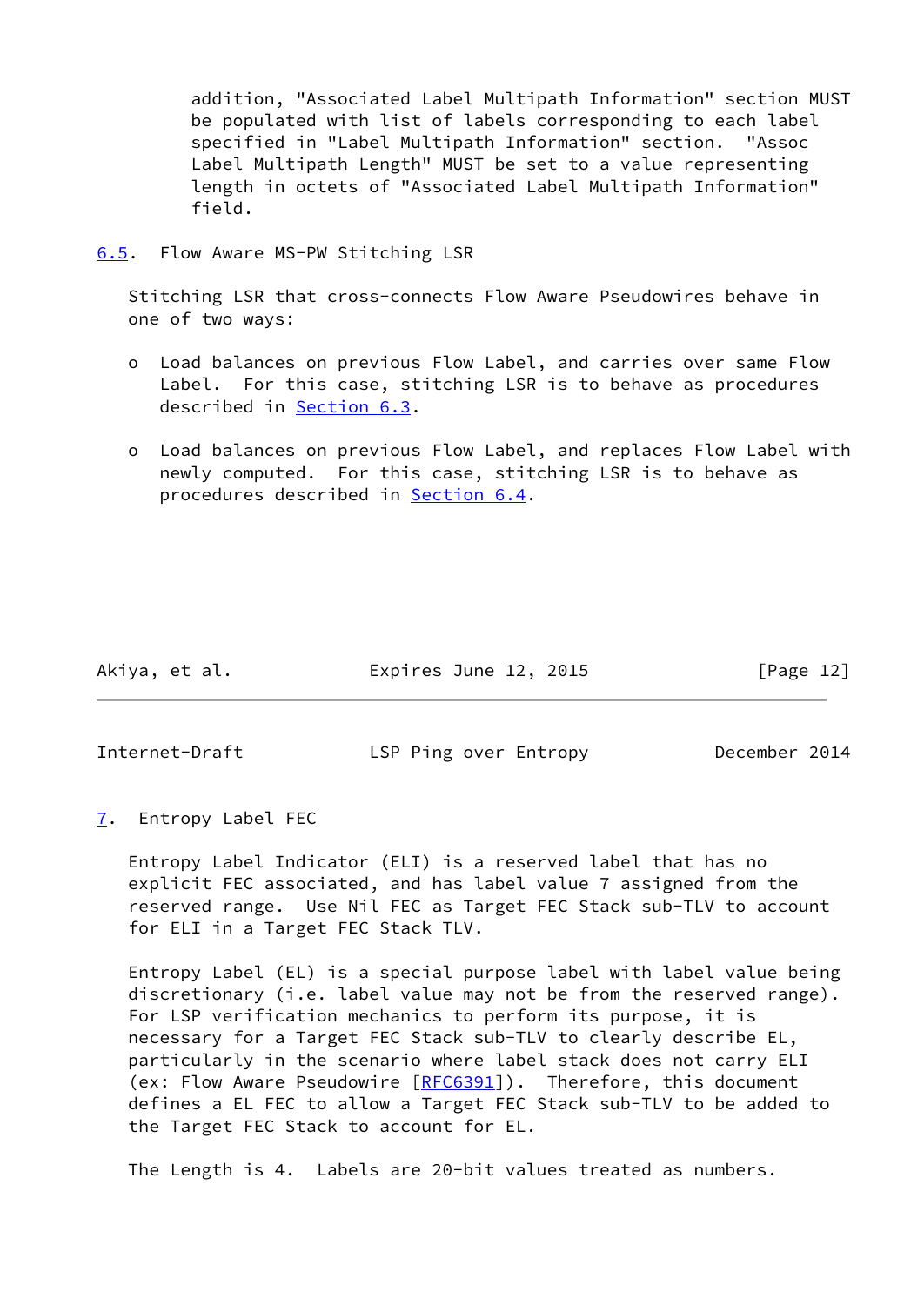addition, "Associated Label Multipath Information" section MUST be populated with list of labels corresponding to each label specified in "Label Multipath Information" section. "Assoc Label Multipath Length" MUST be set to a value representing length in octets of "Associated Label Multipath Information" field.

### 6.5. Flow Aware MS-PW Stitching LSR

Stitching LSR that cross-connects Flow Aware Pseudowires behave in one of two ways:

- Load balances on previous Flow Label, and carries over same Flow Label. For this case, stitching LSR is to behave as procedures described in Section 6.3.
- Load balances on previous Flow Label, and replaces Flow Label with newly computed. For this case, stitching LSR is to behave as procedures described in Section 6.4.

## 7. Entropy Label FEC

Entropy Label Indicator (ELI) is a reserved label that has no explicit FEC associated, and has label value 7 assigned from the reserved range. Use Nil FEC as Target FEC Stack sub-TLV to account for ELI in a Target FEC Stack TLV.

Entropy Label (EL) is a special purpose label with label value being discretionary (i.e. label value may not be from the reserved range). For LSP verification mechanics to perform its purpose, it is necessary for a Target FEC Stack sub-TLV to clearly describe EL, particularly in the scenario where label stack does not carry ELI (ex: Flow Aware Pseudowire [RFC6391]). Therefore, this document defines a EL FEC to allow a Target FEC Stack sub-TLV to be added to the Target FEC Stack to account for EL.

The Length is 4. Labels are 20-bit values treated as numbers.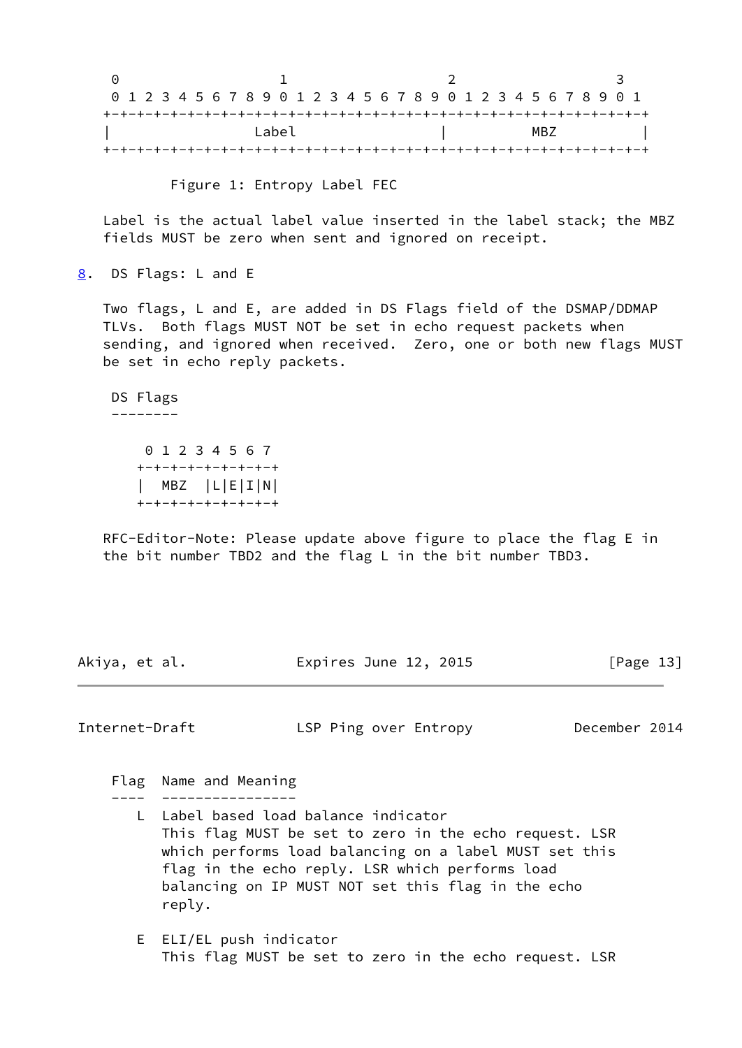```
 0                   1                   2                   3
 0 1 2 3 4 5 6 7 8 9 0 1 2 3 4 5 6 7 8 9 0 1 2 3 4 5 6 7 8 9 0 1
+-+-+-+-+-+-+-+-+-+-+-+-+-+-+-+-+-+-+-+-+-+-+-+-+-+-+-+-+-+-+-+-+
|                 Label                 |          MBZ          |
+-+-+-+-+-+-+-+-+-+-+-+-+-+-+-+-+-+-+-+-+-+-+-+-+-+-+-+-+-+-+-+-+
```

Figure 1: Entropy Label FEC

Label is the actual label value inserted in the label stack; the MBZ fields MUST be zero when sent and ignored on receipt.

## 8. DS Flags: L and E

Two flags, L and E, are added in DS Flags field of the DSMAP/DDMAP TLVs. Both flags MUST NOT be set in echo request packets when sending, and ignored when received. Zero, one or both new flags MUST be set in echo reply packets.

```
 DS Flags
 --------

     0 1 2 3 4 5 6 7
    +-+-+-+-+-+-+-+-+
    |  MBZ  |L|E|I|N|
    +-+-+-+-+-+-+-+-+
```

RFC-Editor-Note: Please update above figure to place the flag E in the bit number TBD2 and the flag L in the bit number TBD3.

```
 Flag  Name and Meaning
 ----  ----------------
    L  Label based load balance indicator
       This flag MUST be set to zero in the echo request. LSR
       which performs load balancing on a label MUST set this
       flag in the echo reply. LSR which performs load
       balancing on IP MUST NOT set this flag in the echo
       reply.

    E  ELI/EL push indicator
       This flag MUST be set to zero in the echo request. LSR
```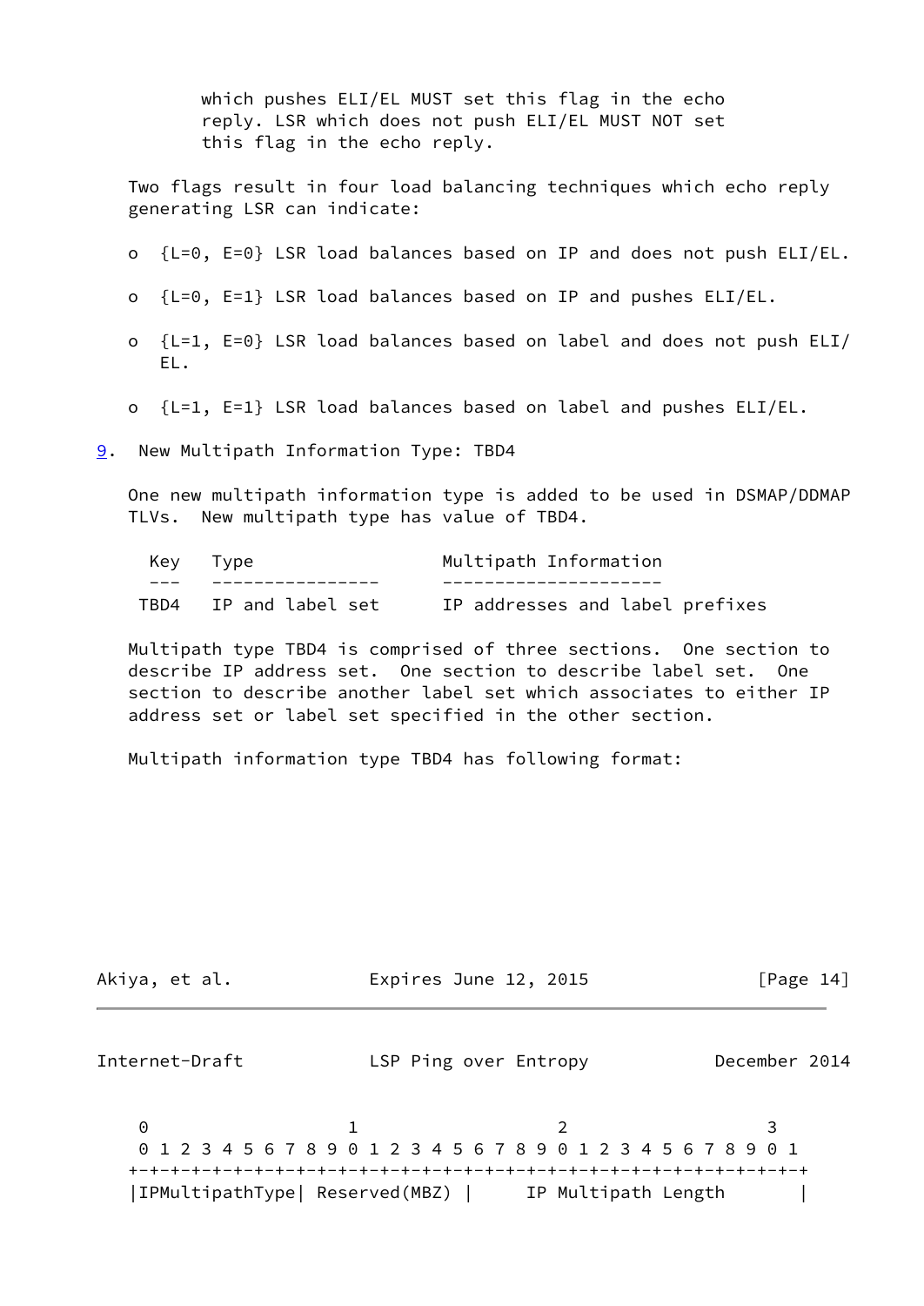which pushes ELI/EL MUST set this flag in the echo reply. LSR which does not push ELI/EL MUST NOT set this flag in the echo reply.

Two flags result in four load balancing techniques which echo reply generating LSR can indicate:

- {L=0, E=0} LSR load balances based on IP and does not push ELI/EL.
- {L=0, E=1} LSR load balances based on IP and pushes ELI/EL.
- {L=1, E=0} LSR load balances based on label and does not push ELI/EL.
- {L=1, E=1} LSR load balances based on label and pushes ELI/EL.

## 9. New Multipath Information Type: TBD4

One new multipath information type is added to be used in DSMAP/DDMAP TLVs. New multipath type has value of TBD4.

| Key | Type | Multipath Information |
|---|---|---|
| TBD4 | IP and label set | IP addresses and label prefixes |

Multipath type TBD4 is comprised of three sections. One section to describe IP address set. One section to describe label set. One section to describe another label set which associates to either IP address set or label set specified in the other section.

Multipath information type TBD4 has following format:

```
 0                   1                   2                   3
 0 1 2 3 4 5 6 7 8 9 0 1 2 3 4 5 6 7 8 9 0 1 2 3 4 5 6 7 8 9 0 1
+-+-+-+-+-+-+-+-+-+-+-+-+-+-+-+-+-+-+-+-+-+-+-+-+-+-+-+-+-+-+-+-+
|IPMultipathType| Reserved(MBZ) |     IP Multipath Length       |
```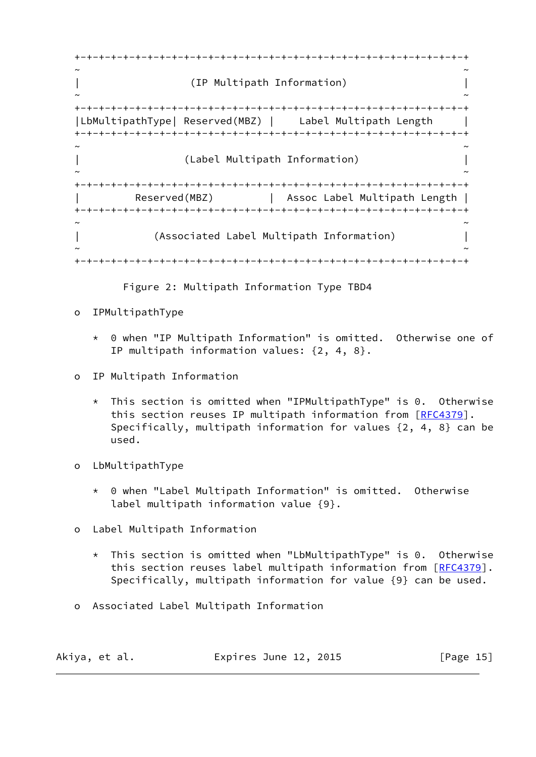```
+-+-+-+-+-+-+-+-+-+-+-+-+-+-+-+-+-+-+-+-+-+-+-+-+-+-+-+-+-+-+-+-+
~                                                               ~
|                   (IP Multipath Information)                  |
~                                                               ~
+-+-+-+-+-+-+-+-+-+-+-+-+-+-+-+-+-+-+-+-+-+-+-+-+-+-+-+-+-+-+-+-+
|LbMultipathType| Reserved(MBZ) |     Label Multipath Length    |
+-+-+-+-+-+-+-+-+-+-+-+-+-+-+-+-+-+-+-+-+-+-+-+-+-+-+-+-+-+-+-+-+
~                                                               ~
|                  (Label Multipath Information)                |
~                                                               ~
+-+-+-+-+-+-+-+-+-+-+-+-+-+-+-+-+-+-+-+-+-+-+-+-+-+-+-+-+-+-+-+-+
|         Reserved(MBZ)         |  Assoc Label Multipath Length |
+-+-+-+-+-+-+-+-+-+-+-+-+-+-+-+-+-+-+-+-+-+-+-+-+-+-+-+-+-+-+-+-+
~                                                               ~
|            (Associated Label Multipath Information)           |
~                                                               ~
+-+-+-+-+-+-+-+-+-+-+-+-+-+-+-+-+-+-+-+-+-+-+-+-+-+-+-+-+-+-+-+-+
```

Figure 2: Multipath Information Type TBD4

- IPMultipathType
  - 0 when "IP Multipath Information" is omitted. Otherwise one of IP multipath information values: {2, 4, 8}.
- IP Multipath Information
  - This section is omitted when "IPMultipathType" is 0. Otherwise this section reuses IP multipath information from [RFC4379]. Specifically, multipath information for values {2, 4, 8} can be used.
- LbMultipathType
  - 0 when "Label Multipath Information" is omitted. Otherwise label multipath information value {9}.
- Label Multipath Information
  - This section is omitted when "LbMultipathType" is 0. Otherwise this section reuses label multipath information from [RFC4379]. Specifically, multipath information for value {9} can be used.
- Associated Label Multipath Information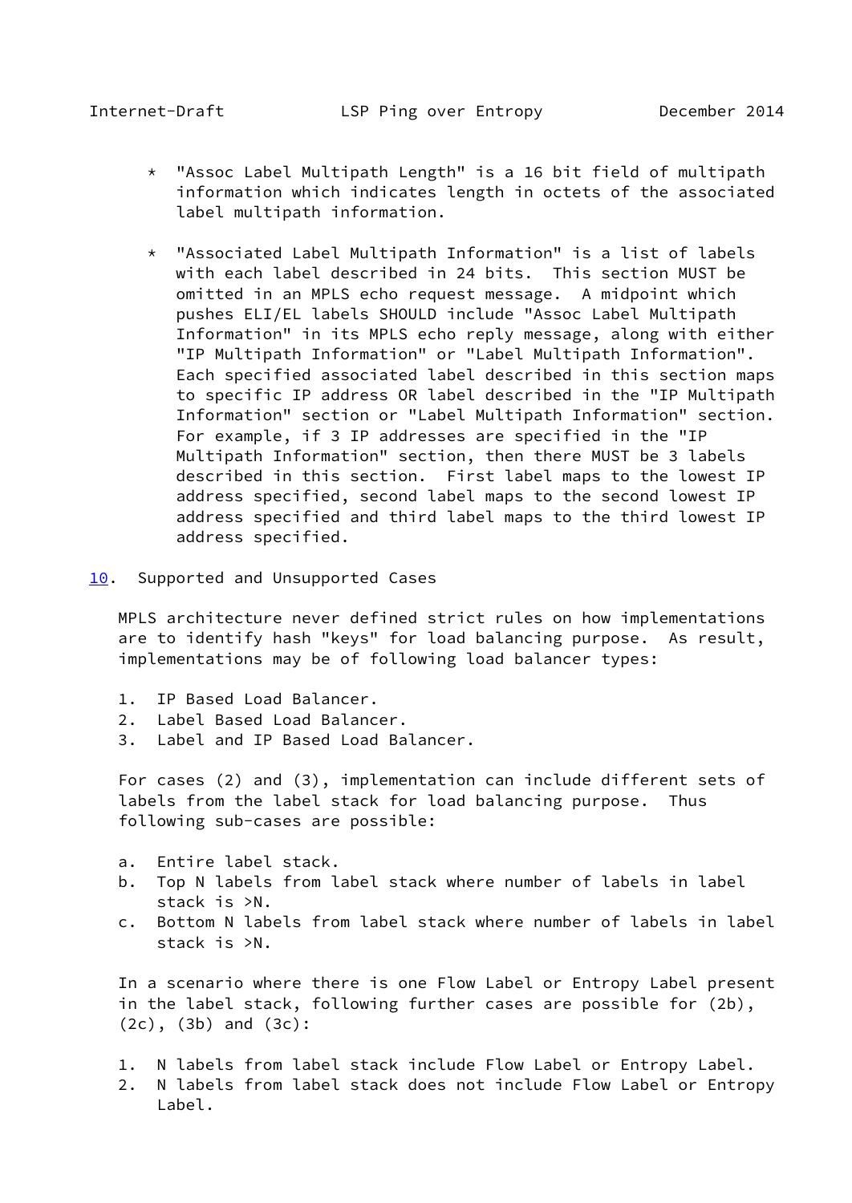* "Assoc Label Multipath Length" is a 16 bit field of multipath information which indicates length in octets of the associated label multipath information.

* "Associated Label Multipath Information" is a list of labels with each label described in 24 bits. This section MUST be omitted in an MPLS echo request message. A midpoint which pushes ELI/EL labels SHOULD include "Assoc Label Multipath Information" in its MPLS echo reply message, along with either "IP Multipath Information" or "Label Multipath Information". Each specified associated label described in this section maps to specific IP address OR label described in the "IP Multipath Information" section or "Label Multipath Information" section. For example, if 3 IP addresses are specified in the "IP Multipath Information" section, then there MUST be 3 labels described in this section. First label maps to the lowest IP address specified, second label maps to the second lowest IP address specified and third label maps to the third lowest IP address specified.

## 10. Supported and Unsupported Cases

MPLS architecture never defined strict rules on how implementations are to identify hash "keys" for load balancing purpose. As result, implementations may be of following load balancer types:

1. IP Based Load Balancer.
2. Label Based Load Balancer.
3. Label and IP Based Load Balancer.

For cases (2) and (3), implementation can include different sets of labels from the label stack for load balancing purpose. Thus following sub-cases are possible:

a. Entire label stack.
b. Top N labels from label stack where number of labels in label stack is >N.
c. Bottom N labels from label stack where number of labels in label stack is >N.

In a scenario where there is one Flow Label or Entropy Label present in the label stack, following further cases are possible for (2b), (2c), (3b) and (3c):

1. N labels from label stack include Flow Label or Entropy Label.
2. N labels from label stack does not include Flow Label or Entropy Label.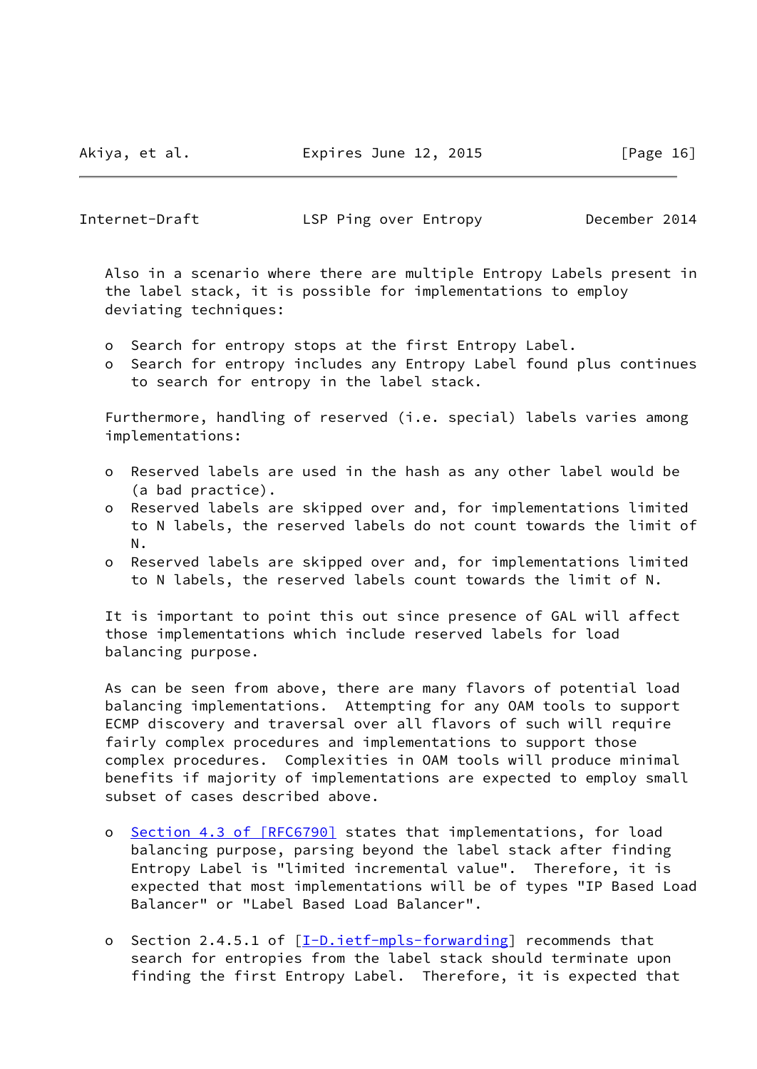Also in a scenario where there are multiple Entropy Labels present in the label stack, it is possible for implementations to employ deviating techniques:

- Search for entropy stops at the first Entropy Label.
- Search for entropy includes any Entropy Label found plus continues to search for entropy in the label stack.

Furthermore, handling of reserved (i.e. special) labels varies among implementations:

- Reserved labels are used in the hash as any other label would be (a bad practice).
- Reserved labels are skipped over and, for implementations limited to N labels, the reserved labels do not count towards the limit of N.
- Reserved labels are skipped over and, for implementations limited to N labels, the reserved labels count towards the limit of N.

It is important to point this out since presence of GAL will affect those implementations which include reserved labels for load balancing purpose.

As can be seen from above, there are many flavors of potential load balancing implementations. Attempting for any OAM tools to support ECMP discovery and traversal over all flavors of such will require fairly complex procedures and implementations to support those complex procedures. Complexities in OAM tools will produce minimal benefits if majority of implementations are expected to employ small subset of cases described above.

- Section 4.3 of [RFC6790] states that implementations, for load balancing purpose, parsing beyond the label stack after finding Entropy Label is "limited incremental value". Therefore, it is expected that most implementations will be of types "IP Based Load Balancer" or "Label Based Load Balancer".

- Section 2.4.5.1 of [I-D.ietf-mpls-forwarding] recommends that search for entropies from the label stack should terminate upon finding the first Entropy Label. Therefore, it is expected that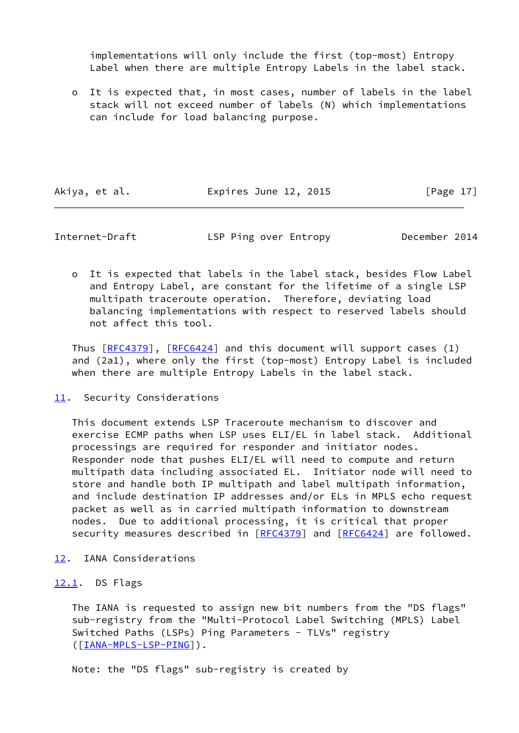implementations will only include the first (top-most) Entropy Label when there are multiple Entropy Labels in the label stack.

- It is expected that, in most cases, number of labels in the label stack will not exceed number of labels (N) which implementations can include for load balancing purpose.

- It is expected that labels in the label stack, besides Flow Label and Entropy Label, are constant for the lifetime of a single LSP multipath traceroute operation. Therefore, deviating load balancing implementations with respect to reserved labels should not affect this tool.

Thus [RFC4379], [RFC6424] and this document will support cases (1) and (2a1), where only the first (top-most) Entropy Label is included when there are multiple Entropy Labels in the label stack.

## 11. Security Considerations

This document extends LSP Traceroute mechanism to discover and exercise ECMP paths when LSP uses ELI/EL in label stack. Additional processings are required for responder and initiator nodes. Responder node that pushes ELI/EL will need to compute and return multipath data including associated EL. Initiator node will need to store and handle both IP multipath and label multipath information, and include destination IP addresses and/or ELs in MPLS echo request packet as well as in carried multipath information to downstream nodes. Due to additional processing, it is critical that proper security measures described in [RFC4379] and [RFC6424] are followed.

## 12. IANA Considerations

### 12.1. DS Flags

The IANA is requested to assign new bit numbers from the "DS flags" sub-registry from the "Multi-Protocol Label Switching (MPLS) Label Switched Paths (LSPs) Ping Parameters - TLVs" registry ([IANA-MPLS-LSP-PING]).

Note: the "DS flags" sub-registry is created by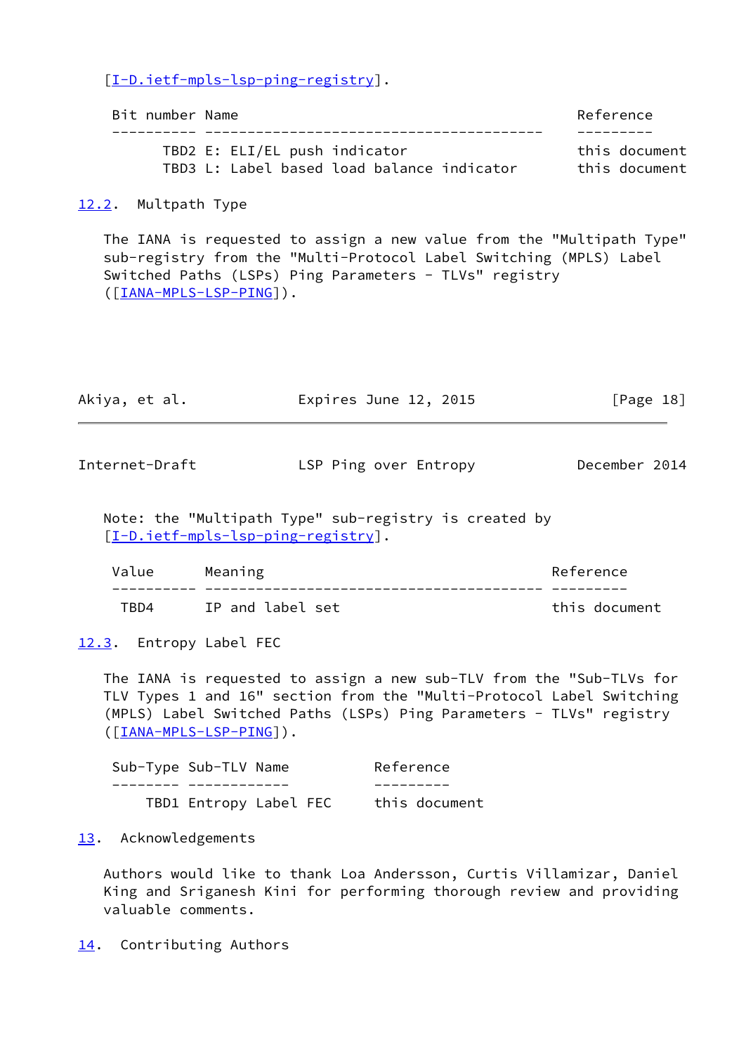[I-D.ietf-mpls-lsp-ping-registry].

| Bit number | Name | Reference |
| --- | --- | --- |
| TBD2 | E: ELI/EL push indicator | this document |
| TBD3 | L: Label based load balance indicator | this document |

## 12.2. Multpath Type

The IANA is requested to assign a new value from the "Multipath Type" sub-registry from the "Multi-Protocol Label Switching (MPLS) Label Switched Paths (LSPs) Ping Parameters - TLVs" registry ([IANA-MPLS-LSP-PING]).

Note: the "Multipath Type" sub-registry is created by [I-D.ietf-mpls-lsp-ping-registry].

| Value | Meaning | Reference |
| --- | --- | --- |
| TBD4 | IP and label set | this document |

## 12.3. Entropy Label FEC

The IANA is requested to assign a new sub-TLV from the "Sub-TLVs for TLV Types 1 and 16" section from the "Multi-Protocol Label Switching (MPLS) Label Switched Paths (LSPs) Ping Parameters - TLVs" registry ([IANA-MPLS-LSP-PING]).

| Sub-Type | Sub-TLV Name | Reference |
| --- | --- | --- |
| TBD1 | Entropy Label FEC | this document |

# 13. Acknowledgements

Authors would like to thank Loa Andersson, Curtis Villamizar, Daniel King and Sriganesh Kini for performing thorough review and providing valuable comments.

# 14. Contributing Authors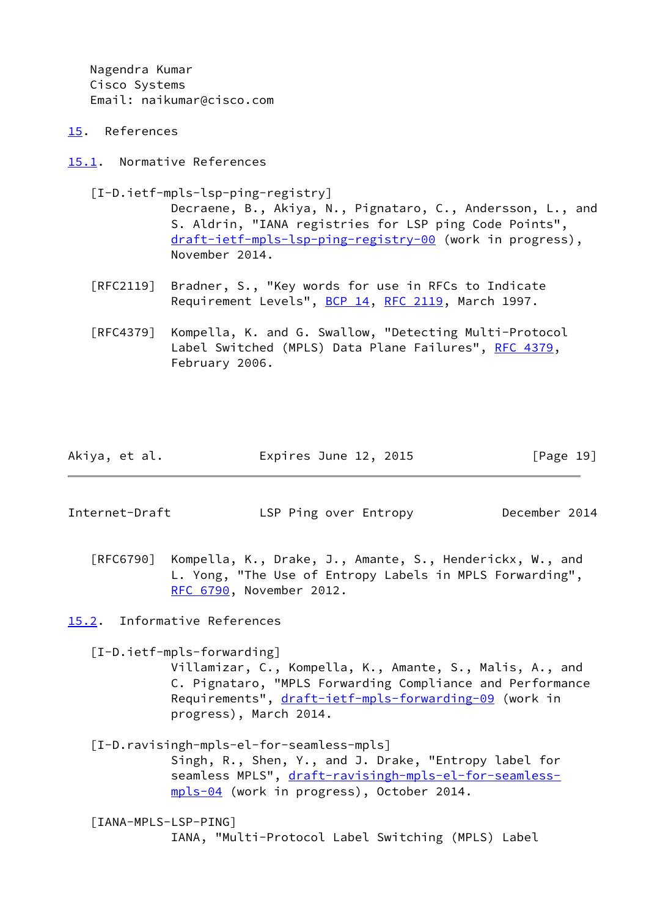Nagendra Kumar
Cisco Systems
Email: naikumar@cisco.com

## 15. References

### 15.1. Normative References

[I-D.ietf-mpls-lsp-ping-registry]
Decraene, B., Akiya, N., Pignataro, C., Andersson, L., and S. Aldrin, "IANA registries for LSP ping Code Points", draft-ietf-mpls-lsp-ping-registry-00 (work in progress), November 2014.

[RFC2119] Bradner, S., "Key words for use in RFCs to Indicate Requirement Levels", BCP 14, RFC 2119, March 1997.

[RFC4379] Kompella, K. and G. Swallow, "Detecting Multi-Protocol Label Switched (MPLS) Data Plane Failures", RFC 4379, February 2006.

[RFC6790] Kompella, K., Drake, J., Amante, S., Henderickx, W., and L. Yong, "The Use of Entropy Labels in MPLS Forwarding", RFC 6790, November 2012.

### 15.2. Informative References

[I-D.ietf-mpls-forwarding]
Villamizar, C., Kompella, K., Amante, S., Malis, A., and C. Pignataro, "MPLS Forwarding Compliance and Performance Requirements", draft-ietf-mpls-forwarding-09 (work in progress), March 2014.

[I-D.ravisingh-mpls-el-for-seamless-mpls]
Singh, R., Shen, Y., and J. Drake, "Entropy label for seamless MPLS", draft-ravisingh-mpls-el-for-seamless-mpls-04 (work in progress), October 2014.

[IANA-MPLS-LSP-PING]
IANA, "Multi-Protocol Label Switching (MPLS) Label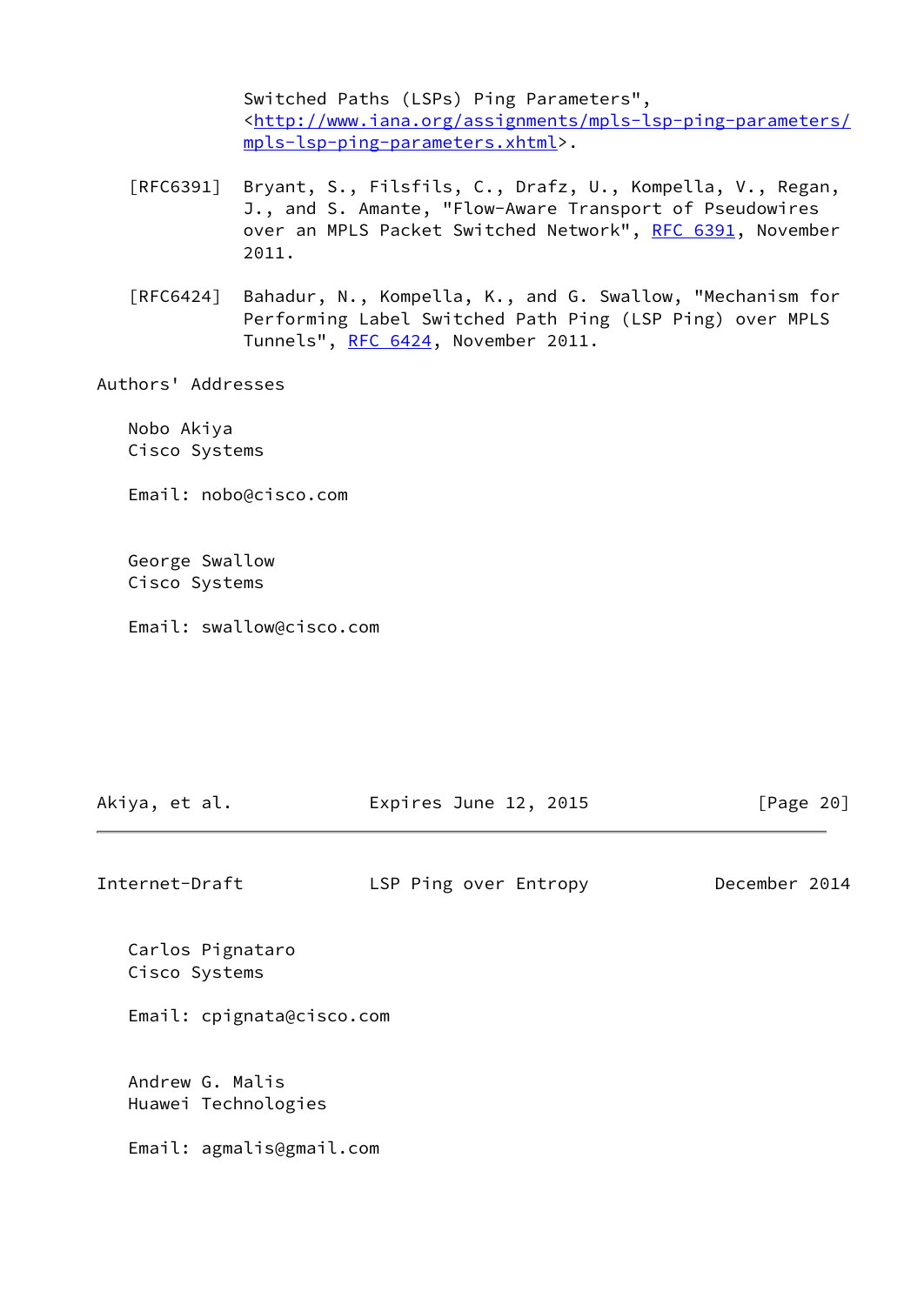Switched Paths (LSPs) Ping Parameters", <http://www.iana.org/assignments/mpls-lsp-ping-parameters/mpls-lsp-ping-parameters.xhtml>.

[RFC6391] Bryant, S., Filsfils, C., Drafz, U., Kompella, V., Regan, J., and S. Amante, "Flow-Aware Transport of Pseudowires over an MPLS Packet Switched Network", RFC 6391, November 2011.

[RFC6424] Bahadur, N., Kompella, K., and G. Swallow, "Mechanism for Performing Label Switched Path Ping (LSP Ping) over MPLS Tunnels", RFC 6424, November 2011.

## Authors' Addresses

Nobo Akiya
Cisco Systems

Email: nobo@cisco.com

George Swallow
Cisco Systems

Email: swallow@cisco.com

Carlos Pignataro
Cisco Systems

Email: cpignata@cisco.com

Andrew G. Malis
Huawei Technologies

Email: agmalis@gmail.com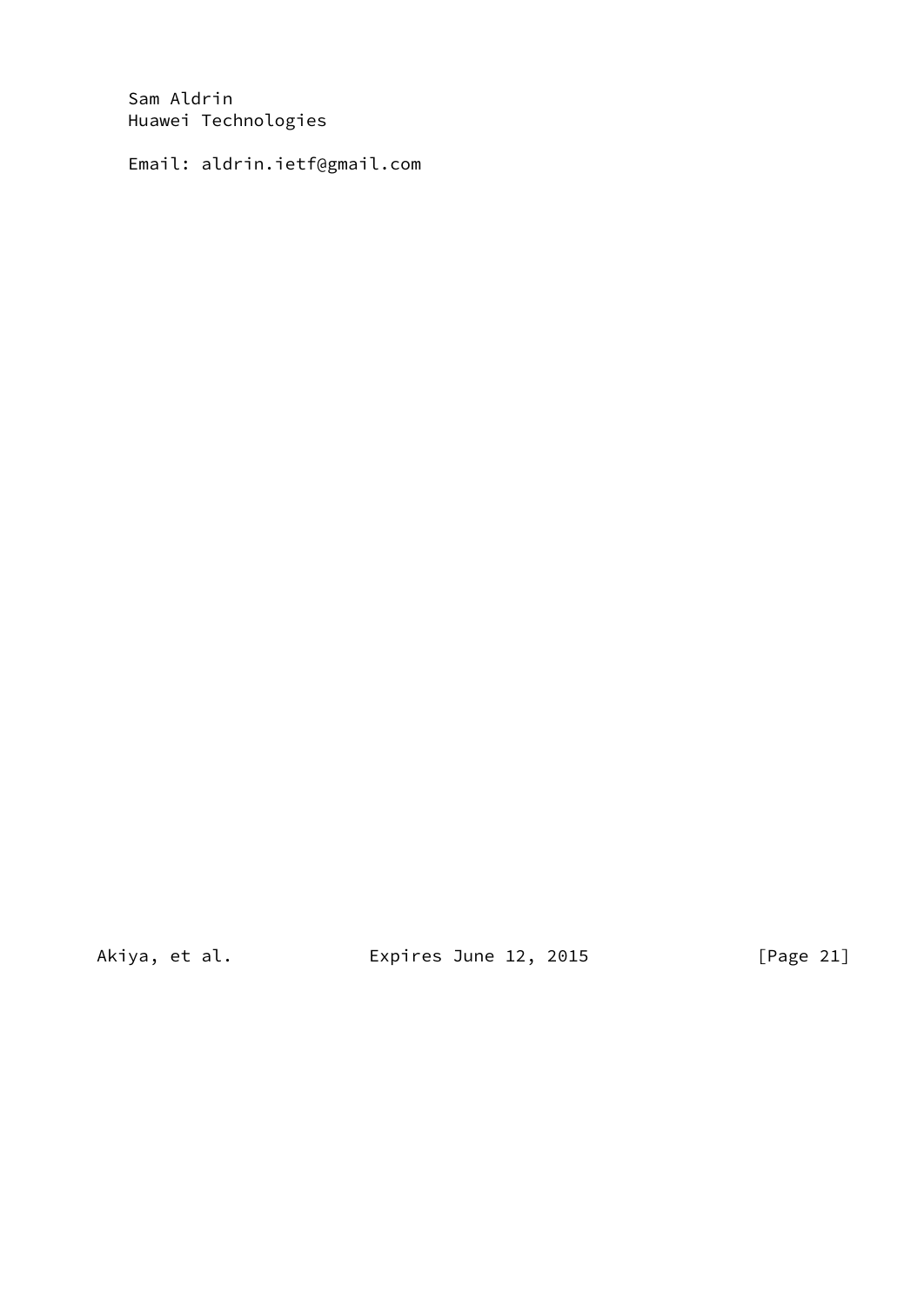Sam Aldrin
Huawei Technologies

Email: aldrin.ietf@gmail.com